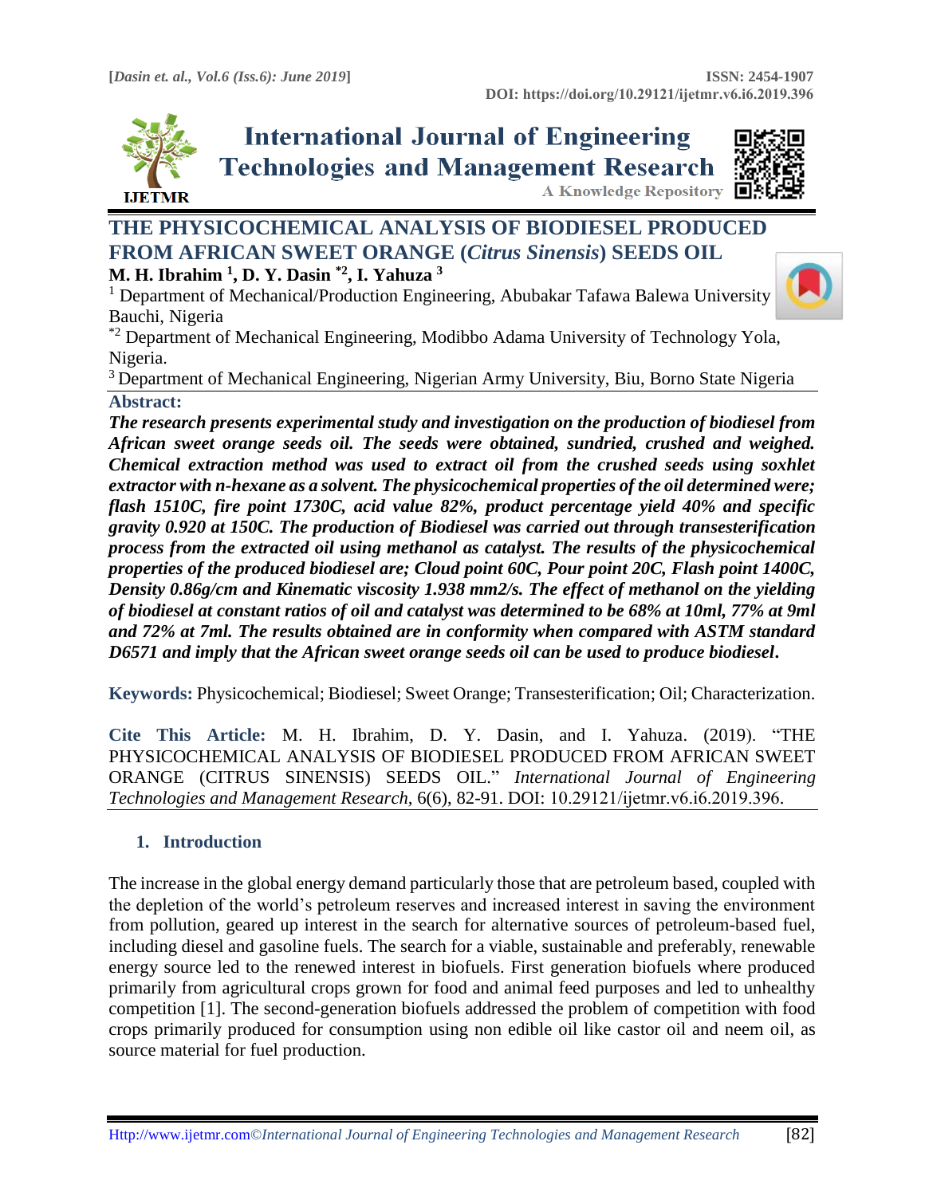# THE PHYSICOCHEMICAL ANALYSIS OF BIODIESEL PRODUCED FROM AFRICAN SWEET ORANGE (*Citrus Sinensis*) SEEDS OIL

**M. H. Ibrahim [1], D. Y. Dasin [*2], I. Yahuza [3]**

[1] Department of Mechanical/Production Engineering, Abubakar Tafawa Balewa University Bauchi, Nigeria

[*2] Department of Mechanical Engineering, Modibbo Adama University of Technology Yola, Nigeria.

[3] Department of Mechanical Engineering, Nigerian Army University, Biu, Borno State Nigeria

## Abstract:

***The research presents experimental study and investigation on the production of biodiesel from African sweet orange seeds oil. The seeds were obtained, sundried, crushed and weighed. Chemical extraction method was used to extract oil from the crushed seeds using soxhlet extractor with n-hexane as a solvent. The physicochemical properties of the oil determined were; flash 1510C, fire point 1730C, acid value 82%, product percentage yield 40% and specific gravity 0.920 at 150C. The production of Biodiesel was carried out through transesterification process from the extracted oil using methanol as catalyst. The results of the physicochemical properties of the produced biodiesel are; Cloud point 60C, Pour point 20C, Flash point 1400C, Density 0.86g/cm and Kinematic viscosity 1.938 mm2/s. The effect of methanol on the yielding of biodiesel at constant ratios of oil and catalyst was determined to be 68% at 10ml, 77% at 9ml and 72% at 7ml. The results obtained are in conformity when compared with ASTM standard D6571 and imply that the African sweet orange seeds oil can be used to produce biodiesel.***

**Keywords:** Physicochemical; Biodiesel; Sweet Orange; Transesterification; Oil; Characterization.

**Cite This Article:** M. H. Ibrahim, D. Y. Dasin, and I. Yahuza. (2019). "THE PHYSICOCHEMICAL ANALYSIS OF BIODIESEL PRODUCED FROM AFRICAN SWEET ORANGE (CITRUS SINENSIS) SEEDS OIL." *International Journal of Engineering Technologies and Management Research,* 6(6), 82-91. DOI: 10.29121/ijetmr.v6.i6.2019.396.

## 1. Introduction

The increase in the global energy demand particularly those that are petroleum based, coupled with the depletion of the world's petroleum reserves and increased interest in saving the environment from pollution, geared up interest in the search for alternative sources of petroleum-based fuel, including diesel and gasoline fuels. The search for a viable, sustainable and preferably, renewable energy source led to the renewed interest in biofuels. First generation biofuels where produced primarily from agricultural crops grown for food and animal feed purposes and led to unhealthy competition [1]. The second-generation biofuels addressed the problem of competition with food crops primarily produced for consumption using non edible oil like castor oil and neem oil, as source material for fuel production.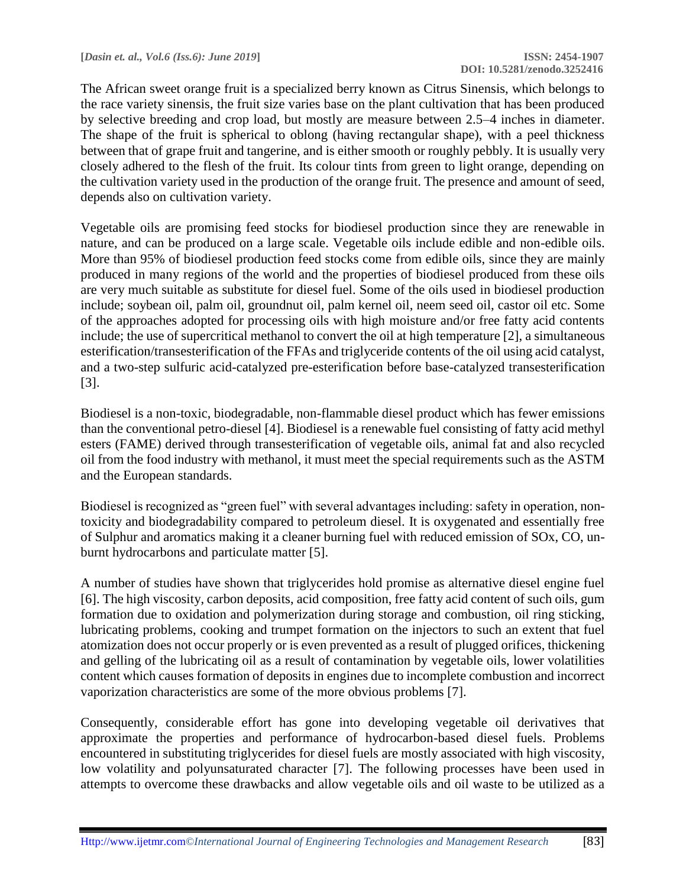The African sweet orange fruit is a specialized berry known as Citrus Sinensis, which belongs to the race variety sinensis, the fruit size varies base on the plant cultivation that has been produced by selective breeding and crop load, but mostly are measure between 2.5–4 inches in diameter. The shape of the fruit is spherical to oblong (having rectangular shape), with a peel thickness between that of grape fruit and tangerine, and is either smooth or roughly pebbly. It is usually very closely adhered to the flesh of the fruit. Its colour tints from green to light orange, depending on the cultivation variety used in the production of the orange fruit. The presence and amount of seed, depends also on cultivation variety.

Vegetable oils are promising feed stocks for biodiesel production since they are renewable in nature, and can be produced on a large scale. Vegetable oils include edible and non-edible oils. More than 95% of biodiesel production feed stocks come from edible oils, since they are mainly produced in many regions of the world and the properties of biodiesel produced from these oils are very much suitable as substitute for diesel fuel. Some of the oils used in biodiesel production include; soybean oil, palm oil, groundnut oil, palm kernel oil, neem seed oil, castor oil etc. Some of the approaches adopted for processing oils with high moisture and/or free fatty acid contents include; the use of supercritical methanol to convert the oil at high temperature [2], a simultaneous esterification/transesterification of the FFAs and triglyceride contents of the oil using acid catalyst, and a two-step sulfuric acid-catalyzed pre-esterification before base-catalyzed transesterification [3].

Biodiesel is a non-toxic, biodegradable, non-flammable diesel product which has fewer emissions than the conventional petro-diesel [4]. Biodiesel is a renewable fuel consisting of fatty acid methyl esters (FAME) derived through transesterification of vegetable oils, animal fat and also recycled oil from the food industry with methanol, it must meet the special requirements such as the ASTM and the European standards.

Biodiesel is recognized as "green fuel" with several advantages including: safety in operation, non-toxicity and biodegradability compared to petroleum diesel. It is oxygenated and essentially free of Sulphur and aromatics making it a cleaner burning fuel with reduced emission of SOx, CO, un-burnt hydrocarbons and particulate matter [5].

A number of studies have shown that triglycerides hold promise as alternative diesel engine fuel [6]. The high viscosity, carbon deposits, acid composition, free fatty acid content of such oils, gum formation due to oxidation and polymerization during storage and combustion, oil ring sticking, lubricating problems, cooking and trumpet formation on the injectors to such an extent that fuel atomization does not occur properly or is even prevented as a result of plugged orifices, thickening and gelling of the lubricating oil as a result of contamination by vegetable oils, lower volatilities content which causes formation of deposits in engines due to incomplete combustion and incorrect vaporization characteristics are some of the more obvious problems [7].

Consequently, considerable effort has gone into developing vegetable oil derivatives that approximate the properties and performance of hydrocarbon-based diesel fuels. Problems encountered in substituting triglycerides for diesel fuels are mostly associated with high viscosity, low volatility and polyunsaturated character [7]. The following processes have been used in attempts to overcome these drawbacks and allow vegetable oils and oil waste to be utilized as a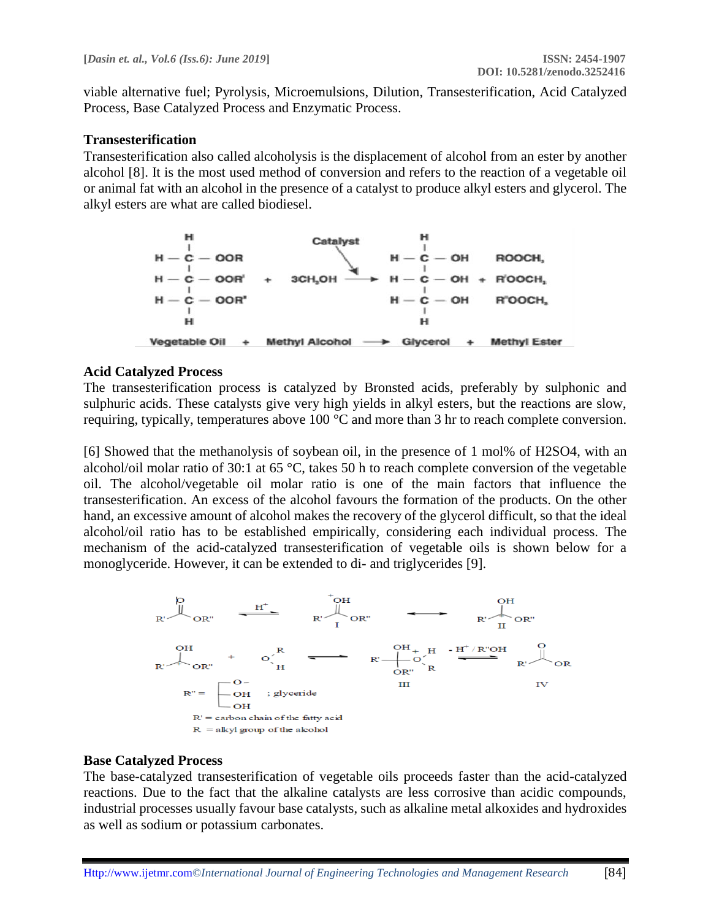viable alternative fuel; Pyrolysis, Microemulsions, Dilution, Transesterification, Acid Catalyzed Process, Base Catalyzed Process and Enzymatic Process.

### Transesterification

Transesterification also called alcoholysis is the displacement of alcohol from an ester by another alcohol [8]. It is the most used method of conversion and refers to the reaction of a vegetable oil or animal fat with an alcohol in the presence of a catalyst to produce alkyl esters and glycerol. The alkyl esters are what are called biodiesel.

Vegetable Oil + Methyl Alcohol ⟶ Glycerol + Methyl Ester

### Acid Catalyzed Process

The transesterification process is catalyzed by Bronsted acids, preferably by sulphonic and sulphuric acids. These catalysts give very high yields in alkyl esters, but the reactions are slow, requiring, typically, temperatures above 100 °C and more than 3 hr to reach complete conversion.

[6] Showed that the methanolysis of soybean oil, in the presence of 1 mol% of $H_2SO_4$, with an alcohol/oil molar ratio of 30:1 at 65 °C, takes 50 h to reach complete conversion of the vegetable oil. The alcohol/vegetable oil molar ratio is one of the main factors that influence the transesterification. An excess of the alcohol favours the formation of the products. On the other hand, an excessive amount of alcohol makes the recovery of the glycerol difficult, so that the ideal alcohol/oil ratio has to be established empirically, considering each individual process. The mechanism of the acid-catalyzed transesterification of vegetable oils is shown below for a monoglyceride. However, it can be extended to di- and triglycerides [9].

R'' = glyceride

R' = carbon chain of the fatty acid

R = alkyl group of the alcohol

### Base Catalyzed Process

The base-catalyzed transesterification of vegetable oils proceeds faster than the acid-catalyzed reactions. Due to the fact that the alkaline catalysts are less corrosive than acidic compounds, industrial processes usually favour base catalysts, such as alkaline metal alkoxides and hydroxides as well as sodium or potassium carbonates.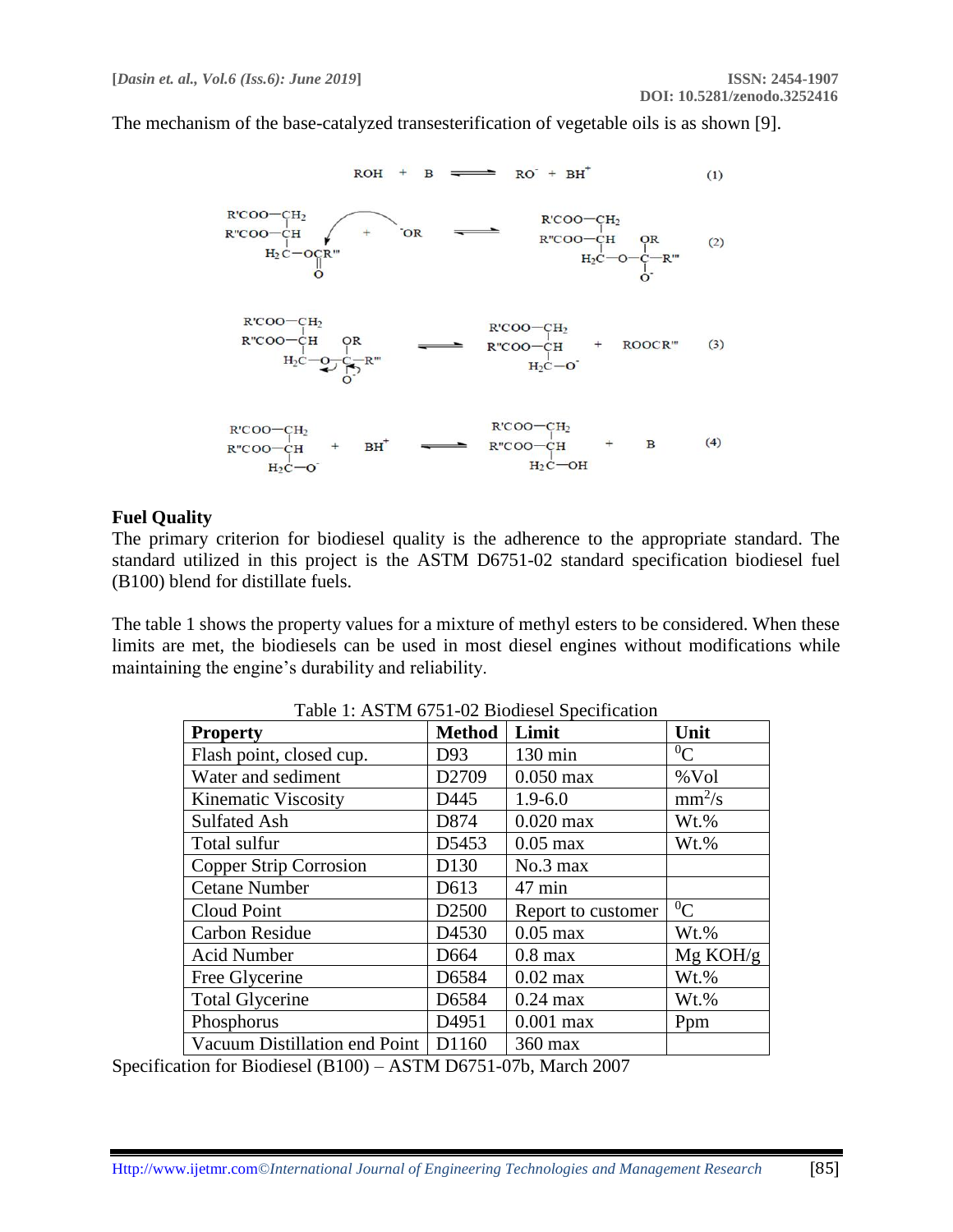The mechanism of the base-catalyzed transesterification of vegetable oils is as shown [9].

$$ROH + B \rightleftharpoons RO^{-} + BH^{+} \quad (1)$$

$$\begin{matrix} R'COO-CH_2 \\ R''COO-CH \\ H_2C-OCOR''' \end{matrix} + {}^{-}OR \rightleftharpoons \begin{matrix} R'COO-CH_2 \\ R''COO-CH \\ H_2C-O-C(OR)(O^{-})-R''' \end{matrix} \quad (2)$$

$$\begin{matrix} R'COO-CH_2 \\ R''COO-CH \\ H_2C-O-C(OR)(O^{-})-R''' \end{matrix} \rightleftharpoons \begin{matrix} R'COO-CH_2 \\ R''COO-CH \\ H_2C-O^{-} \end{matrix} + ROOCR''' \quad (3)$$

$$\begin{matrix} R'COO-CH_2 \\ R''COO-CH \\ H_2C-O^{-} \end{matrix} + BH^{+} \rightleftharpoons \begin{matrix} R'COO-CH_2 \\ R''COO-CH \\ H_2C-OH \end{matrix} + B \quad (4)$$

## Fuel Quality

The primary criterion for biodiesel quality is the adherence to the appropriate standard. The standard utilized in this project is the ASTM D6751-02 standard specification biodiesel fuel (B100) blend for distillate fuels.

The table 1 shows the property values for a mixture of methyl esters to be considered. When these limits are met, the biodiesels can be used in most diesel engines without modifications while maintaining the engine's durability and reliability.

Table 1: ASTM 6751-02 Biodiesel Specification

| **Property** | **Method** | **Limit** | **Unit** |
|---|---|---|---|
| Flash point, closed cup. | D93 | 130 min | $^{0}C$ |
| Water and sediment | D2709 | 0.050 max | %Vol |
| Kinematic Viscosity | D445 | 1.9-6.0 | $mm^2/s$ |
| Sulfated Ash | D874 | 0.020 max | Wt.% |
| Total sulfur | D5453 | 0.05 max | Wt.% |
| Copper Strip Corrosion | D130 | No.3 max | |
| Cetane Number | D613 | 47 min | |
| Cloud Point | D2500 | Report to customer | $^{0}C$ |
| Carbon Residue | D4530 | 0.05 max | Wt.% |
| Acid Number | D664 | 0.8 max | Mg KOH/g |
| Free Glycerine | D6584 | 0.02 max | Wt.% |
| Total Glycerine | D6584 | 0.24 max | Wt.% |
| Phosphorus | D4951 | 0.001 max | Ppm |
| Vacuum Distillation end Point | D1160 | 360 max | |

Specification for Biodiesel (B100) – ASTM D6751-07b, March 2007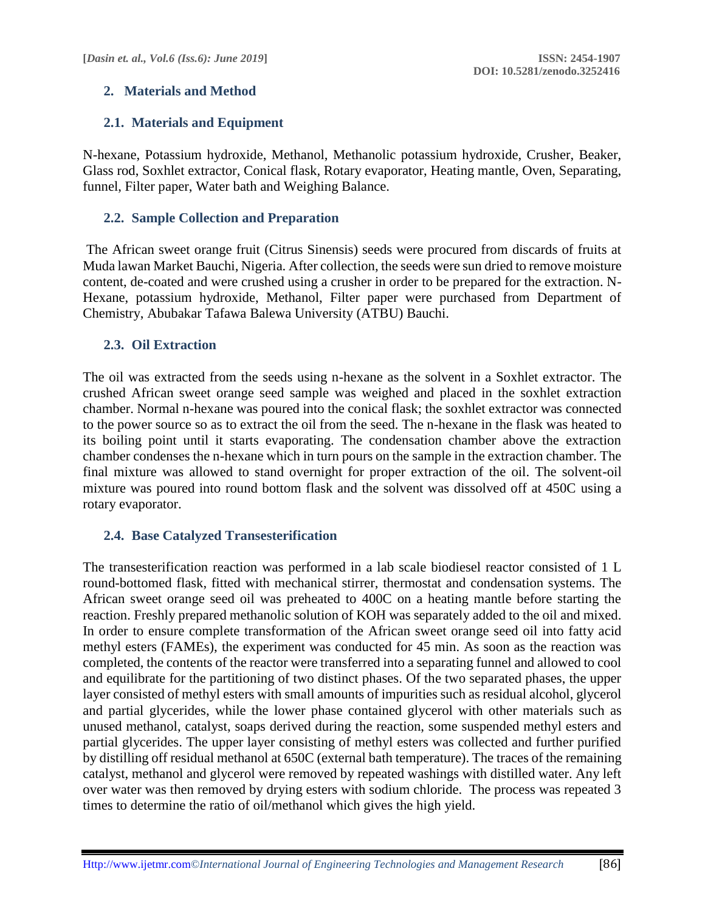## 2. Materials and Method

### 2.1. Materials and Equipment

N-hexane, Potassium hydroxide, Methanol, Methanolic potassium hydroxide, Crusher, Beaker, Glass rod, Soxhlet extractor, Conical flask, Rotary evaporator, Heating mantle, Oven, Separating, funnel, Filter paper, Water bath and Weighing Balance.

### 2.2. Sample Collection and Preparation

The African sweet orange fruit (Citrus Sinensis) seeds were procured from discards of fruits at Muda lawan Market Bauchi, Nigeria. After collection, the seeds were sun dried to remove moisture content, de-coated and were crushed using a crusher in order to be prepared for the extraction. N-Hexane, potassium hydroxide, Methanol, Filter paper were purchased from Department of Chemistry, Abubakar Tafawa Balewa University (ATBU) Bauchi.

### 2.3. Oil Extraction

The oil was extracted from the seeds using n-hexane as the solvent in a Soxhlet extractor. The crushed African sweet orange seed sample was weighed and placed in the soxhlet extraction chamber. Normal n-hexane was poured into the conical flask; the soxhlet extractor was connected to the power source so as to extract the oil from the seed. The n-hexane in the flask was heated to its boiling point until it starts evaporating. The condensation chamber above the extraction chamber condenses the n-hexane which in turn pours on the sample in the extraction chamber. The final mixture was allowed to stand overnight for proper extraction of the oil. The solvent-oil mixture was poured into round bottom flask and the solvent was dissolved off at 450C using a rotary evaporator.

### 2.4. Base Catalyzed Transesterification

The transesterification reaction was performed in a lab scale biodiesel reactor consisted of 1 L round-bottomed flask, fitted with mechanical stirrer, thermostat and condensation systems. The African sweet orange seed oil was preheated to 400C on a heating mantle before starting the reaction. Freshly prepared methanolic solution of KOH was separately added to the oil and mixed. In order to ensure complete transformation of the African sweet orange seed oil into fatty acid methyl esters (FAMEs), the experiment was conducted for 45 min. As soon as the reaction was completed, the contents of the reactor were transferred into a separating funnel and allowed to cool and equilibrate for the partitioning of two distinct phases. Of the two separated phases, the upper layer consisted of methyl esters with small amounts of impurities such as residual alcohol, glycerol and partial glycerides, while the lower phase contained glycerol with other materials such as unused methanol, catalyst, soaps derived during the reaction, some suspended methyl esters and partial glycerides. The upper layer consisting of methyl esters was collected and further purified by distilling off residual methanol at 650C (external bath temperature). The traces of the remaining catalyst, methanol and glycerol were removed by repeated washings with distilled water. Any left over water was then removed by drying esters with sodium chloride. The process was repeated 3 times to determine the ratio of oil/methanol which gives the high yield.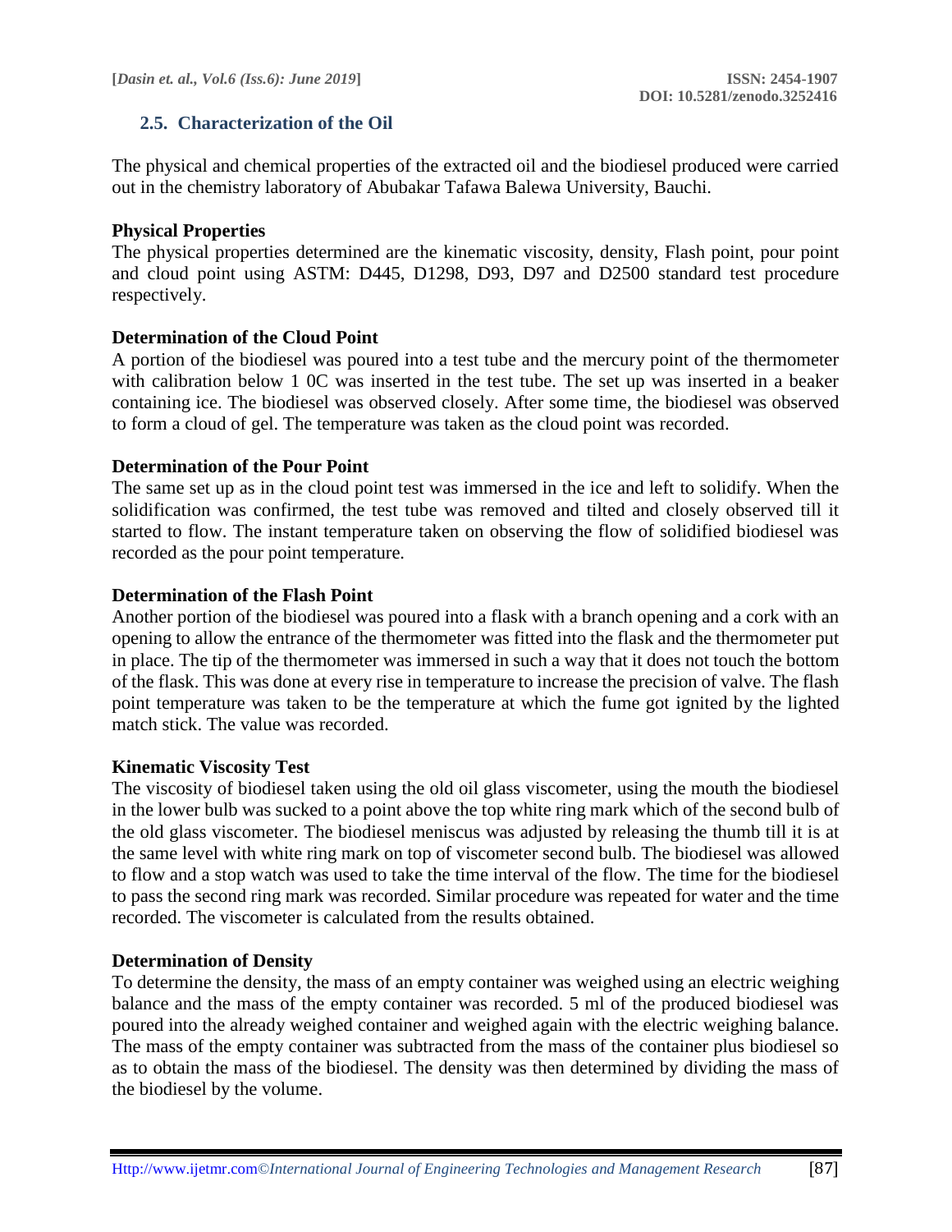### 2.5. Characterization of the Oil

The physical and chemical properties of the extracted oil and the biodiesel produced were carried out in the chemistry laboratory of Abubakar Tafawa Balewa University, Bauchi.

**Physical Properties**

The physical properties determined are the kinematic viscosity, density, Flash point, pour point and cloud point using ASTM: D445, D1298, D93, D97 and D2500 standard test procedure respectively.

**Determination of the Cloud Point**

A portion of the biodiesel was poured into a test tube and the mercury point of the thermometer with calibration below 1 0C was inserted in the test tube. The set up was inserted in a beaker containing ice. The biodiesel was observed closely. After some time, the biodiesel was observed to form a cloud of gel. The temperature was taken as the cloud point was recorded.

**Determination of the Pour Point**

The same set up as in the cloud point test was immersed in the ice and left to solidify. When the solidification was confirmed, the test tube was removed and tilted and closely observed till it started to flow. The instant temperature taken on observing the flow of solidified biodiesel was recorded as the pour point temperature.

**Determination of the Flash Point**

Another portion of the biodiesel was poured into a flask with a branch opening and a cork with an opening to allow the entrance of the thermometer was fitted into the flask and the thermometer put in place. The tip of the thermometer was immersed in such a way that it does not touch the bottom of the flask. This was done at every rise in temperature to increase the precision of valve. The flash point temperature was taken to be the temperature at which the fume got ignited by the lighted match stick. The value was recorded.

**Kinematic Viscosity Test**

The viscosity of biodiesel taken using the old oil glass viscometer, using the mouth the biodiesel in the lower bulb was sucked to a point above the top white ring mark which of the second bulb of the old glass viscometer. The biodiesel meniscus was adjusted by releasing the thumb till it is at the same level with white ring mark on top of viscometer second bulb. The biodiesel was allowed to flow and a stop watch was used to take the time interval of the flow. The time for the biodiesel to pass the second ring mark was recorded. Similar procedure was repeated for water and the time recorded. The viscometer is calculated from the results obtained.

**Determination of Density**

To determine the density, the mass of an empty container was weighed using an electric weighing balance and the mass of the empty container was recorded. 5 ml of the produced biodiesel was poured into the already weighed container and weighed again with the electric weighing balance. The mass of the empty container was subtracted from the mass of the container plus biodiesel so as to obtain the mass of the biodiesel. The density was then determined by dividing the mass of the biodiesel by the volume.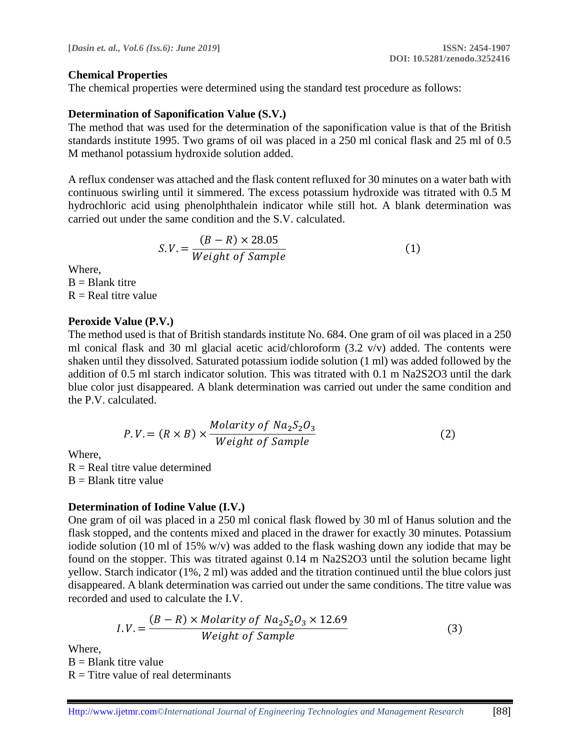### Chemical Properties

The chemical properties were determined using the standard test procedure as follows:

#### Determination of Saponification Value (S.V.)

The method that was used for the determination of the saponification value is that of the British standards institute 1995. Two grams of oil was placed in a 250 ml conical flask and 25 ml of 0.5 M methanol potassium hydroxide solution added.

A reflux condenser was attached and the flask content refluxed for 30 minutes on a water bath with continuous swirling until it simmered. The excess potassium hydroxide was titrated with 0.5 M hydrochloric acid using phenolphthalein indicator while still hot. A blank determination was carried out under the same condition and the S.V. calculated.

$$S.V. = \frac{(B - R) \times 28.05}{Weight\ of\ Sample} \tag{1}$$

Where,
B = Blank titre
R = Real titre value

#### Peroxide Value (P.V.)

The method used is that of British standards institute No. 684. One gram of oil was placed in a 250 ml conical flask and 30 ml glacial acetic acid/chloroform (3.2 v/v) added. The contents were shaken until they dissolved. Saturated potassium iodide solution (1 ml) was added followed by the addition of 0.5 ml starch indicator solution. This was titrated with 0.1 m Na2S2O3 until the dark blue color just disappeared. A blank determination was carried out under the same condition and the P.V. calculated.

$$P.V. = (R \times B) \times \frac{Molarity\ of\ Na_2S_2O_3}{Weight\ of\ Sample} \tag{2}$$

Where,
R = Real titre value determined
B = Blank titre value

#### Determination of Iodine Value (I.V.)

One gram of oil was placed in a 250 ml conical flask flowed by 30 ml of Hanus solution and the flask stopped, and the contents mixed and placed in the drawer for exactly 30 minutes. Potassium iodide solution (10 ml of 15% w/v) was added to the flask washing down any iodide that may be found on the stopper. This was titrated against 0.14 m Na2S2O3 until the solution became light yellow. Starch indicator (1%, 2 ml) was added and the titration continued until the blue colors just disappeared. A blank determination was carried out under the same conditions. The titre value was recorded and used to calculate the I.V.

$$I.V. = \frac{(B - R) \times Molarity\ of\ Na_2S_2O_3 \times 12.69}{Weight\ of\ Sample} \tag{3}$$

Where,
B = Blank titre value
R = Titre value of real determinants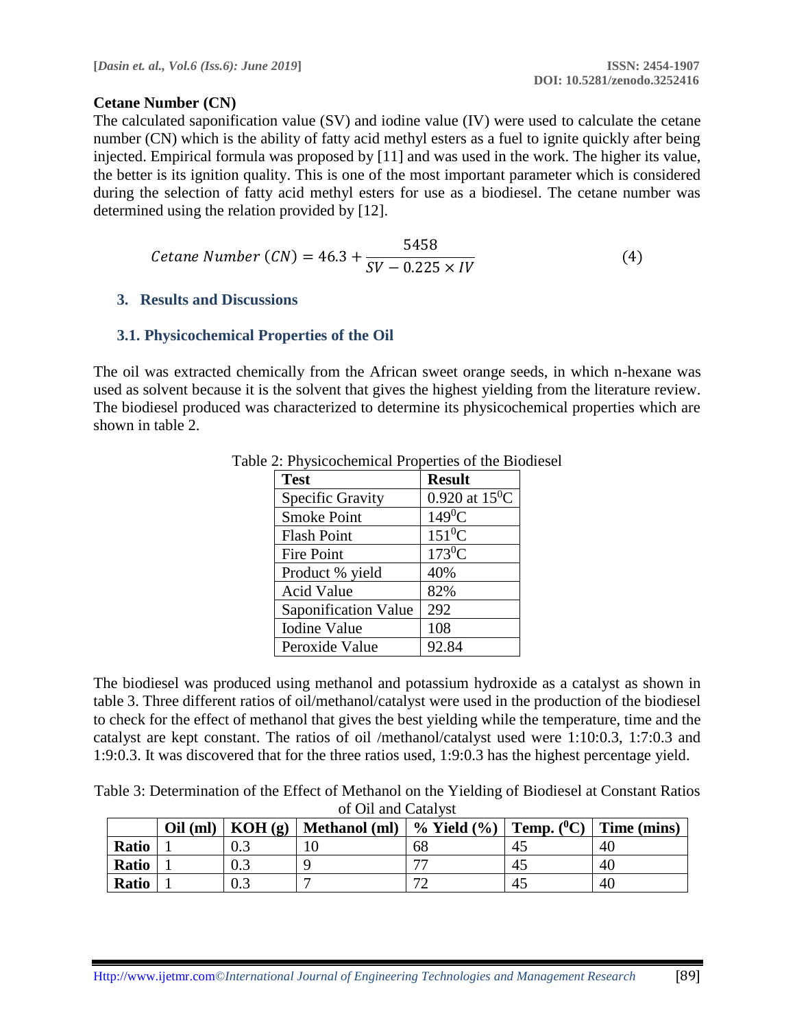**Cetane Number (CN)**

The calculated saponification value (SV) and iodine value (IV) were used to calculate the cetane number (CN) which is the ability of fatty acid methyl esters as a fuel to ignite quickly after being injected. Empirical formula was proposed by [11] and was used in the work. The higher its value, the better is its ignition quality. This is one of the most important parameter which is considered during the selection of fatty acid methyl esters for use as a biodiesel. The cetane number was determined using the relation provided by [12].

$$Cetane\ Number\ (CN) = 46.3 + \frac{5458}{SV - 0.225 \times IV} \tag{4}$$

## 3. Results and Discussions

### 3.1. Physicochemical Properties of the Oil

The oil was extracted chemically from the African sweet orange seeds, in which n-hexane was used as solvent because it is the solvent that gives the highest yielding from the literature review. The biodiesel produced was characterized to determine its physicochemical properties which are shown in table 2.

Table 2: Physicochemical Properties of the Biodiesel

| Test | Result |
|---|---|
| Specific Gravity | 0.920 at $15^0$C |
| Smoke Point | $149^0$C |
| Flash Point | $151^0$C |
| Fire Point | $173^0$C |
| Product % yield | 40% |
| Acid Value | 82% |
| Saponification Value | 292 |
| Iodine Value | 108 |
| Peroxide Value | 92.84 |

The biodiesel was produced using methanol and potassium hydroxide as a catalyst as shown in table 3. Three different ratios of oil/methanol/catalyst were used in the production of the biodiesel to check for the effect of methanol that gives the best yielding while the temperature, time and the catalyst are kept constant. The ratios of oil /methanol/catalyst used were 1:10:0.3, 1:7:0.3 and 1:9:0.3. It was discovered that for the three ratios used, 1:9:0.3 has the highest percentage yield.

Table 3: Determination of the Effect of Methanol on the Yielding of Biodiesel at Constant Ratios of Oil and Catalyst

| | Oil (ml) | KOH (g) | Methanol (ml) | % Yield (%) | Temp. ($^0$C) | Time (mins) |
|---|---|---|---|---|---|---|
| **Ratio** | 1 | 0.3 | 10 | 68 | 45 | 40 |
| **Ratio** | 1 | 0.3 | 9 | 77 | 45 | 40 |
| **Ratio** | 1 | 0.3 | 7 | 72 | 45 | 40 |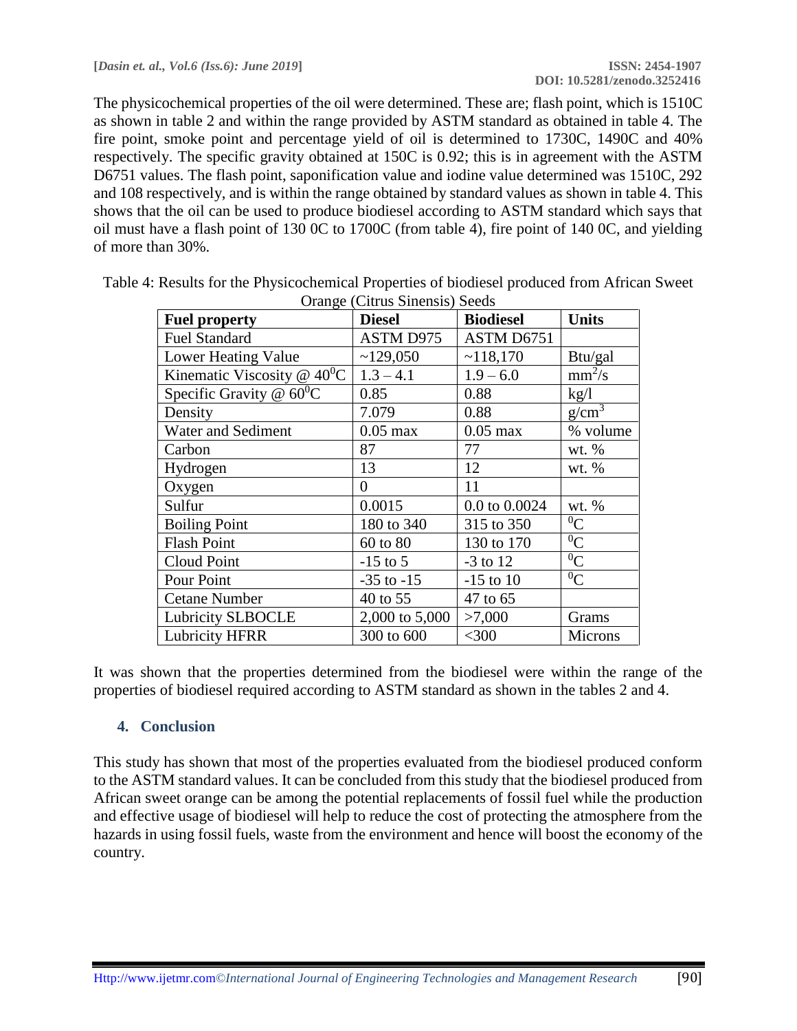The physicochemical properties of the oil were determined. These are; flash point, which is 1510C as shown in table 2 and within the range provided by ASTM standard as obtained in table 4. The fire point, smoke point and percentage yield of oil is determined to 1730C, 1490C and 40% respectively. The specific gravity obtained at 150C is 0.92; this is in agreement with the ASTM D6751 values. The flash point, saponification value and iodine value determined was 1510C, 292 and 108 respectively, and is within the range obtained by standard values as shown in table 4. This shows that the oil can be used to produce biodiesel according to ASTM standard which says that oil must have a flash point of 130 0C to 1700C (from table 4), fire point of 140 0C, and yielding of more than 30%.

Table 4: Results for the Physicochemical Properties of biodiesel produced from African Sweet Orange (Citrus Sinensis) Seeds

| Fuel property | Diesel | Biodiesel | Units |
|---|---|---|---|
| Fuel Standard | ASTM D975 | ASTM D6751 | |
| Lower Heating Value | ~129,050 | ~118,170 | Btu/gal |
| Kinematic Viscosity @ $40^0$C | 1.3 – 4.1 | 1.9 – 6.0 | $mm^2/s$ |
| Specific Gravity @ $60^0$C | 0.85 | 0.88 | kg/l |
| Density | 7.079 | 0.88 | $g/cm^3$ |
| Water and Sediment | 0.05 max | 0.05 max | % volume |
| Carbon | 87 | 77 | wt. % |
| Hydrogen | 13 | 12 | wt. % |
| Oxygen | 0 | 11 | |
| Sulfur | 0.0015 | 0.0 to 0.0024 | wt. % |
| Boiling Point | 180 to 340 | 315 to 350 | $^0$C |
| Flash Point | 60 to 80 | 130 to 170 | $^0$C |
| Cloud Point | -15 to 5 | -3 to 12 | $^0$C |
| Pour Point | -35 to -15 | -15 to 10 | $^0$C |
| Cetane Number | 40 to 55 | 47 to 65 | |
| Lubricity SLBOCLE | 2,000 to 5,000 | >7,000 | Grams |
| Lubricity HFRR | 300 to 600 | <300 | Microns |

It was shown that the properties determined from the biodiesel were within the range of the properties of biodiesel required according to ASTM standard as shown in the tables 2 and 4.

## 4. Conclusion

This study has shown that most of the properties evaluated from the biodiesel produced conform to the ASTM standard values. It can be concluded from this study that the biodiesel produced from African sweet orange can be among the potential replacements of fossil fuel while the production and effective usage of biodiesel will help to reduce the cost of protecting the atmosphere from the hazards in using fossil fuels, waste from the environment and hence will boost the economy of the country.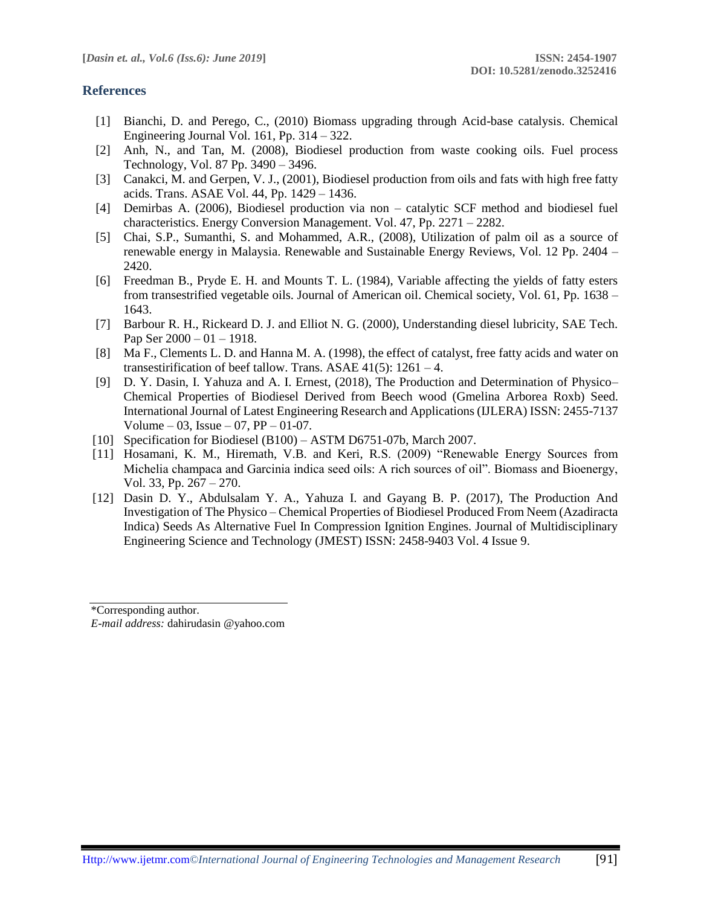## References

[1] Bianchi, D. and Perego, C., (2010) Biomass upgrading through Acid-base catalysis. Chemical Engineering Journal Vol. 161, Pp. 314 – 322.

[2] Anh, N., and Tan, M. (2008), Biodiesel production from waste cooking oils. Fuel process Technology, Vol. 87 Pp. 3490 – 3496.

[3] Canakci, M. and Gerpen, V. J., (2001), Biodiesel production from oils and fats with high free fatty acids. Trans. ASAE Vol. 44, Pp. 1429 – 1436.

[4] Demirbas A. (2006), Biodiesel production via non – catalytic SCF method and biodiesel fuel characteristics. Energy Conversion Management. Vol. 47, Pp. 2271 – 2282.

[5] Chai, S.P., Sumanthi, S. and Mohammed, A.R., (2008), Utilization of palm oil as a source of renewable energy in Malaysia. Renewable and Sustainable Energy Reviews, Vol. 12 Pp. 2404 – 2420.

[6] Freedman B., Pryde E. H. and Mounts T. L. (1984), Variable affecting the yields of fatty esters from transestrified vegetable oils. Journal of American oil. Chemical society, Vol. 61, Pp. 1638 – 1643.

[7] Barbour R. H., Rickeard D. J. and Elliot N. G. (2000), Understanding diesel lubricity, SAE Tech. Pap Ser 2000 – 01 – 1918.

[8] Ma F., Clements L. D. and Hanna M. A. (1998), the effect of catalyst, free fatty acids and water on transestirification of beef tallow. Trans. ASAE 41(5): 1261 – 4.

[9] D. Y. Dasin, I. Yahuza and A. I. Ernest, (2018), The Production and Determination of Physico–Chemical Properties of Biodiesel Derived from Beech wood (Gmelina Arborea Roxb) Seed. International Journal of Latest Engineering Research and Applications (IJLERA) ISSN: 2455-7137 Volume – 03, Issue – 07, PP – 01-07.

[10] Specification for Biodiesel (B100) – ASTM D6751-07b, March 2007.

[11] Hosamani, K. M., Hiremath, V.B. and Keri, R.S. (2009) "Renewable Energy Sources from Michelia champaca and Garcinia indica seed oils: A rich sources of oil". Biomass and Bioenergy, Vol. 33, Pp. 267 – 270.

[12] Dasin D. Y., Abdulsalam Y. A., Yahuza I. and Gayang B. P. (2017), The Production And Investigation of The Physico – Chemical Properties of Biodiesel Produced From Neem (Azadiracta Indica) Seeds As Alternative Fuel In Compression Ignition Engines. Journal of Multidisciplinary Engineering Science and Technology (JMEST) ISSN: 2458-9403 Vol. 4 Issue 9.

---

*Corresponding author.

*E-mail address:* dahirudasin @yahoo.com